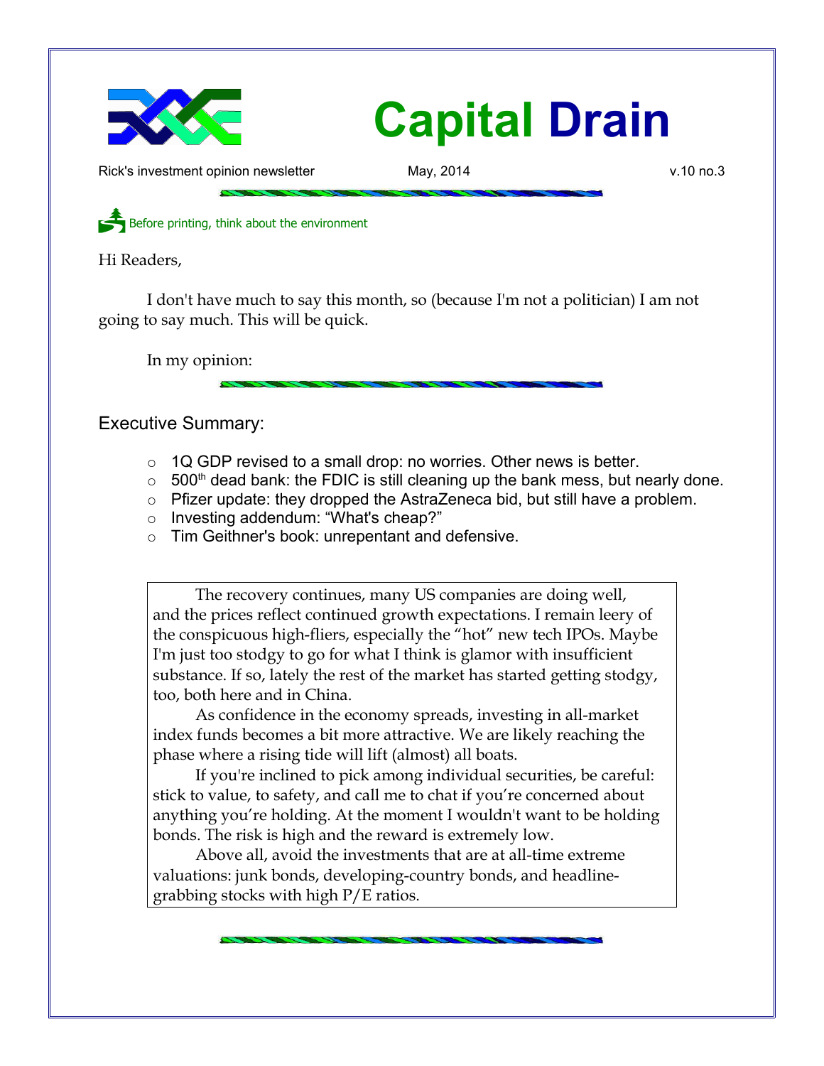# Capital Drain

Rick's investment opinion newsletter May, 2014 v.10 no.3

Before printing, think about the environment

Hi Readers,

I don't have much to say this month, so (because I'm not a politician) I am not going to say much. This will be quick.

In my opinion:

## Executive Summary:

- 1Q GDP revised to a small drop: no worries. Other news is better.
- 500th dead bank: the FDIC is still cleaning up the bank mess, but nearly done.
- Pfizer update: they dropped the AstraZeneca bid, but still have a problem.
- Investing addendum: "What's cheap?"
- Tim Geithner's book: unrepentant and defensive.

The recovery continues, many US companies are doing well, and the prices reflect continued growth expectations. I remain leery of the conspicuous high-fliers, especially the "hot" new tech IPOs. Maybe I'm just too stodgy to go for what I think is glamor with insufficient substance. If so, lately the rest of the market has started getting stodgy, too, both here and in China.

As confidence in the economy spreads, investing in all-market index funds becomes a bit more attractive. We are likely reaching the phase where a rising tide will lift (almost) all boats.

If you're inclined to pick among individual securities, be careful: stick to value, to safety, and call me to chat if you're concerned about anything you're holding. At the moment I wouldn't want to be holding bonds. The risk is high and the reward is extremely low.

Above all, avoid the investments that are at all-time extreme valuations: junk bonds, developing-country bonds, and headline-grabbing stocks with high P/E ratios.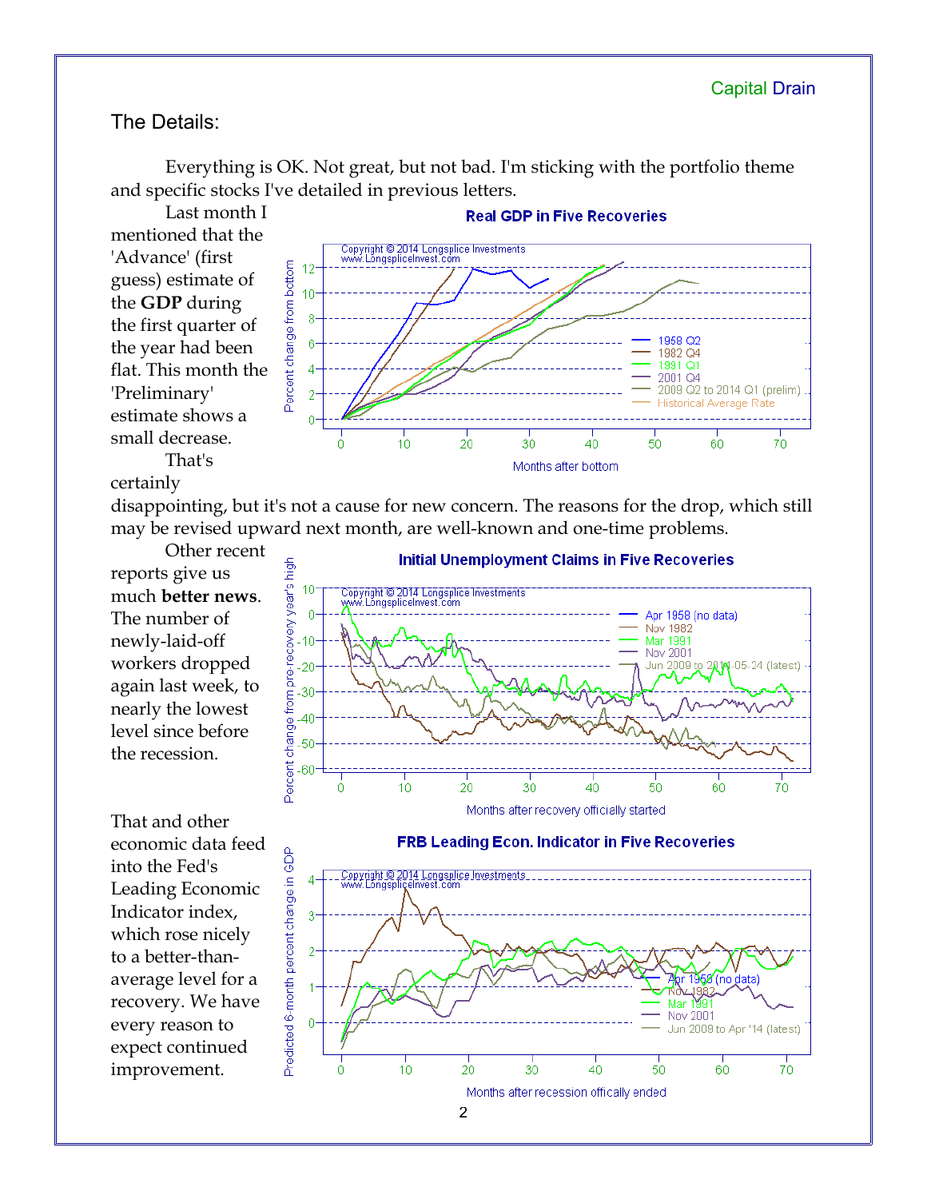## The Details:

Everything is OK. Not great, but not bad. I'm sticking with the portfolio theme and specific stocks I've detailed in previous letters.

Last month I mentioned that the 'Advance' (first guess) estimate of the **GDP** during the first quarter of the year had been flat. This month the 'Preliminary' estimate shows a small decrease.

That's certainly disappointing, but it's not a cause for new concern. The reasons for the drop, which still may be revised upward next month, are well-known and one-time problems.

Other recent reports give us much **better news**. The number of newly-laid-off workers dropped again last week, to nearly the lowest level since before the recession.

That and other economic data feed into the Fed's Leading Economic Indicator index, which rose nicely to a better-than-average level for a recovery. We have every reason to expect continued improvement.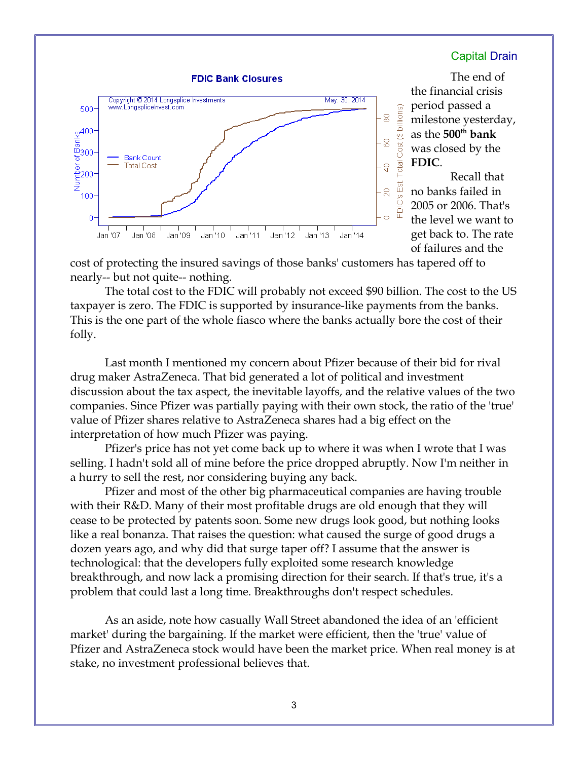Capital Drain

The end of the financial crisis period passed a milestone yesterday, as the **500th bank** was closed by the **FDIC**.

Recall that no banks failed in 2005 or 2006. That's the level we want to get back to. The rate of failures and the cost of protecting the insured savings of those banks' customers has tapered off to nearly-- but not quite-- nothing.

The total cost to the FDIC will probably not exceed $90 billion. The cost to the US taxpayer is zero. The FDIC is supported by insurance-like payments from the banks. This is the one part of the whole fiasco where the banks actually bore the cost of their folly.

Last month I mentioned my concern about Pfizer because of their bid for rival drug maker AstraZeneca. That bid generated a lot of political and investment discussion about the tax aspect, the inevitable layoffs, and the relative values of the two companies. Since Pfizer was partially paying with their own stock, the ratio of the 'true' value of Pfizer shares relative to AstraZeneca shares had a big effect on the interpretation of how much Pfizer was paying.

Pfizer's price has not yet come back up to where it was when I wrote that I was selling. I hadn't sold all of mine before the price dropped abruptly. Now I'm neither in a hurry to sell the rest, nor considering buying any back.

Pfizer and most of the other big pharmaceutical companies are having trouble with their R&D. Many of their most profitable drugs are old enough that they will cease to be protected by patents soon. Some new drugs look good, but nothing looks like a real bonanza. That raises the question: what caused the surge of good drugs a dozen years ago, and why did that surge taper off? I assume that the answer is technological: that the developers fully exploited some research knowledge breakthrough, and now lack a promising direction for their search. If that's true, it's a problem that could last a long time. Breakthroughs don't respect schedules.

As an aside, note how casually Wall Street abandoned the idea of an 'efficient market' during the bargaining. If the market were efficient, then the 'true' value of Pfizer and AstraZeneca stock would have been the market price. When real money is at stake, no investment professional believes that.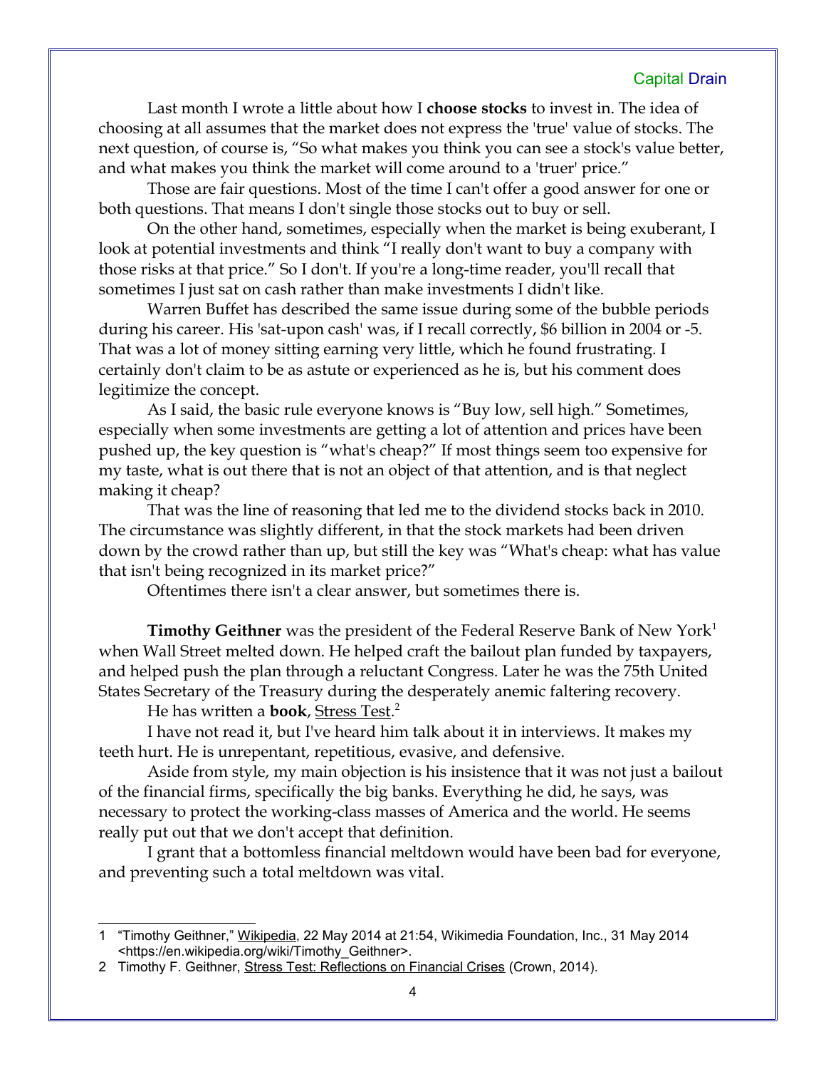Last month I wrote a little about how I **choose stocks** to invest in. The idea of choosing at all assumes that the market does not express the 'true' value of stocks. The next question, of course is, "So what makes you think you can see a stock's value better, and what makes you think the market will come around to a 'truer' price."

Those are fair questions. Most of the time I can't offer a good answer for one or both questions. That means I don't single those stocks out to buy or sell.

On the other hand, sometimes, especially when the market is being exuberant, I look at potential investments and think "I really don't want to buy a company with those risks at that price." So I don't. If you're a long-time reader, you'll recall that sometimes I just sat on cash rather than make investments I didn't like.

Warren Buffet has described the same issue during some of the bubble periods during his career. His 'sat-upon cash' was, if I recall correctly, $6 billion in 2004 or -5. That was a lot of money sitting earning very little, which he found frustrating. I certainly don't claim to be as astute or experienced as he is, but his comment does legitimize the concept.

As I said, the basic rule everyone knows is "Buy low, sell high." Sometimes, especially when some investments are getting a lot of attention and prices have been pushed up, the key question is "what's cheap?" If most things seem too expensive for my taste, what is out there that is not an object of that attention, and is that neglect making it cheap?

That was the line of reasoning that led me to the dividend stocks back in 2010. The circumstance was slightly different, in that the stock markets had been driven down by the crowd rather than up, but still the key was "What's cheap: what has value that isn't being recognized in its market price?"

Oftentimes there isn't a clear answer, but sometimes there is.

**Timothy Geithner** was the president of the Federal Reserve Bank of New York[1] when Wall Street melted down. He helped craft the bailout plan funded by taxpayers, and helped push the plan through a reluctant Congress. Later he was the 75th United States Secretary of the Treasury during the desperately anemic faltering recovery.

He has written a **book**, Stress Test.[2]

I have not read it, but I've heard him talk about it in interviews. It makes my teeth hurt. He is unrepentant, repetitious, evasive, and defensive.

Aside from style, my main objection is his insistence that it was not just a bailout of the financial firms, specifically the big banks. Everything he did, he says, was necessary to protect the working-class masses of America and the world. He seems really put out that we don't accept that definition.

I grant that a bottomless financial meltdown would have been bad for everyone, and preventing such a total meltdown was vital.

---

1 "Timothy Geithner," Wikipedia, 22 May 2014 at 21:54, Wikimedia Foundation, Inc., 31 May 2014 <https://en.wikipedia.org/wiki/Timothy_Geithner>.

2 Timothy F. Geithner, Stress Test: Reflections on Financial Crises (Crown, 2014).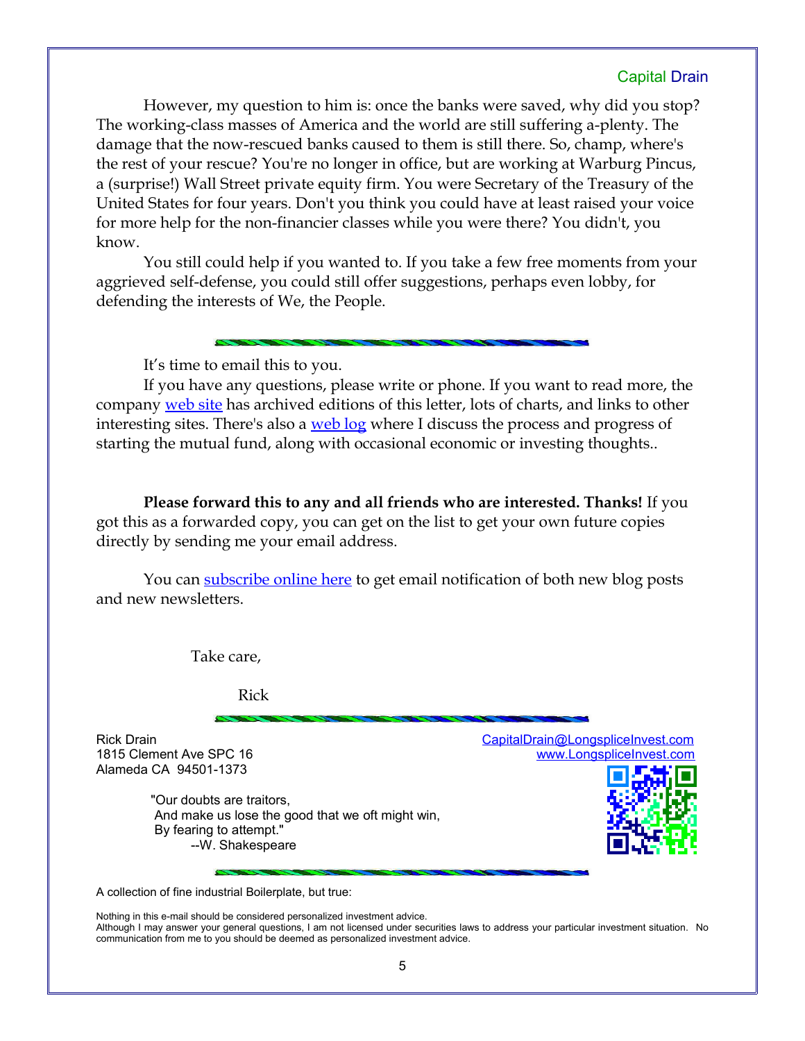However, my question to him is: once the banks were saved, why did you stop? The working-class masses of America and the world are still suffering a-plenty. The damage that the now-rescued banks caused to them is still there. So, champ, where's the rest of your rescue? You're no longer in office, but are working at Warburg Pincus, a (surprise!) Wall Street private equity firm. You were Secretary of the Treasury of the United States for four years. Don't you think you could have at least raised your voice for more help for the non-financier classes while you were there? You didn't, you know.

You still could help if you wanted to. If you take a few free moments from your aggrieved self-defense, you could still offer suggestions, perhaps even lobby, for defending the interests of We, the People.

---

It's time to email this to you.

If you have any questions, please write or phone. If you want to read more, the company web site has archived editions of this letter, lots of charts, and links to other interesting sites. There's also a web log where I discuss the process and progress of starting the mutual fund, along with occasional economic or investing thoughts..

**Please forward this to any and all friends who are interested. Thanks!** If you got this as a forwarded copy, you can get on the list to get your own future copies directly by sending me your email address.

You can subscribe online here to get email notification of both new blog posts and new newsletters.

Take care,

Rick

---

Rick Drain
1815 Clement Ave SPC 16
Alameda CA 94501-1373

CapitalDrain@LongspliceInvest.com
www.LongspliceInvest.com

"Our doubts are traitors,
And make us lose the good that we oft might win,
By fearing to attempt."
--W. Shakespeare

---

A collection of fine industrial Boilerplate, but true:

Nothing in this e-mail should be considered personalized investment advice.
Although I may answer your general questions, I am not licensed under securities laws to address your particular investment situation. No communication from me to you should be deemed as personalized investment advice.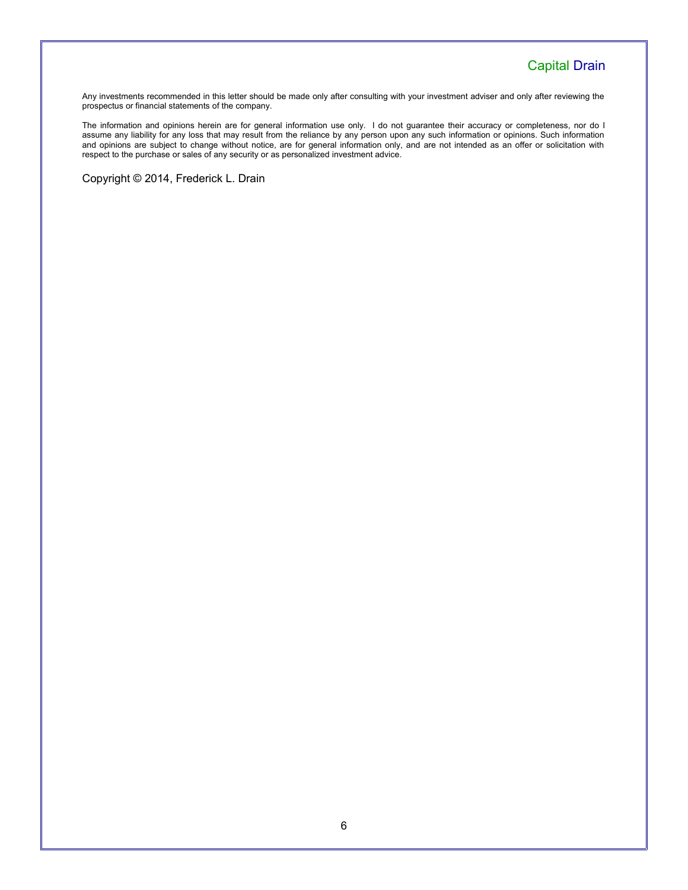Any investments recommended in this letter should be made only after consulting with your investment adviser and only after reviewing the prospectus or financial statements of the company.

The information and opinions herein are for general information use only. I do not guarantee their accuracy or completeness, nor do I assume any liability for any loss that may result from the reliance by any person upon any such information or opinions. Such information and opinions are subject to change without notice, are for general information only, and are not intended as an offer or solicitation with respect to the purchase or sales of any security or as personalized investment advice.

Copyright © 2014, Frederick L. Drain